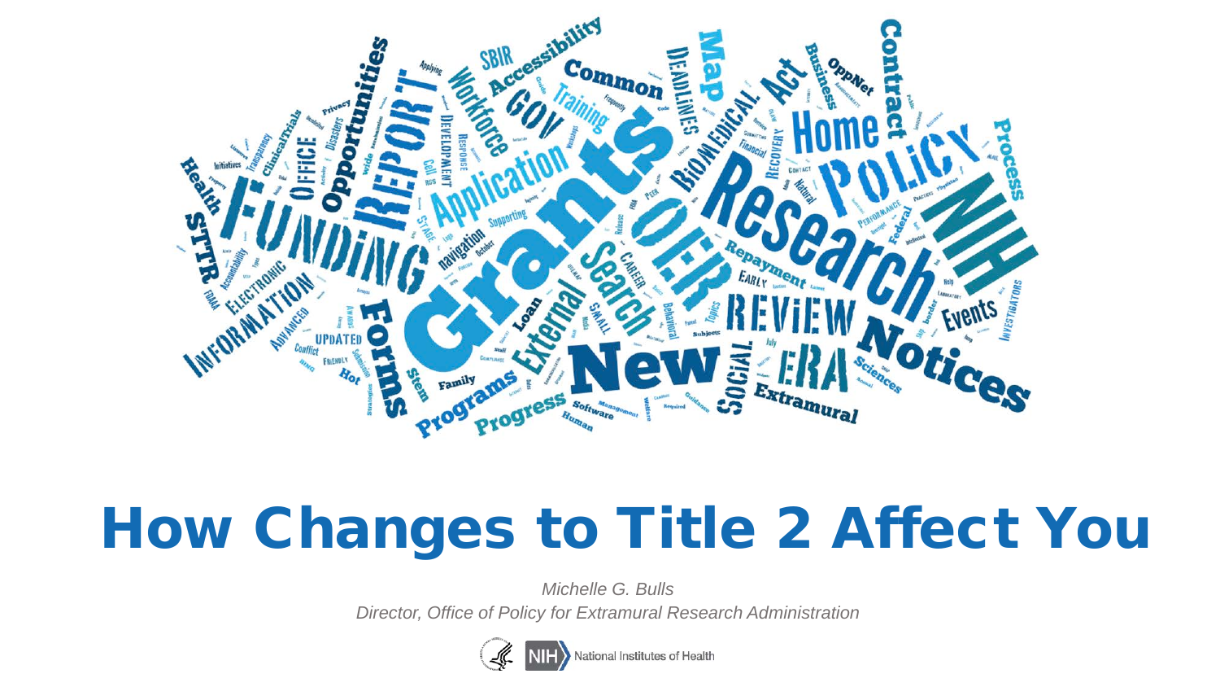# How Changes to Title 2 Affect You

*Michelle G. Bulls*

*Director, Office of Policy for Extramural Research Administration*

National Institutes of Health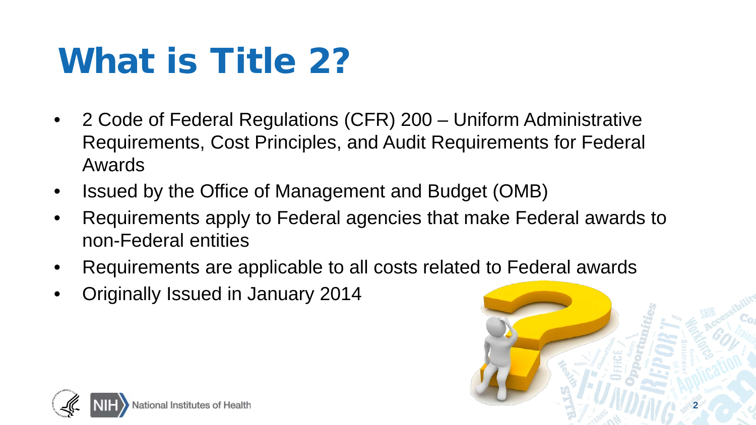# What is Title 2?

- 2 Code of Federal Regulations (CFR) 200 – Uniform Administrative Requirements, Cost Principles, and Audit Requirements for Federal Awards
- Issued by the Office of Management and Budget (OMB)
- Requirements apply to Federal agencies that make Federal awards to non-Federal entities
- Requirements are applicable to all costs related to Federal awards
- Originally Issued in January 2014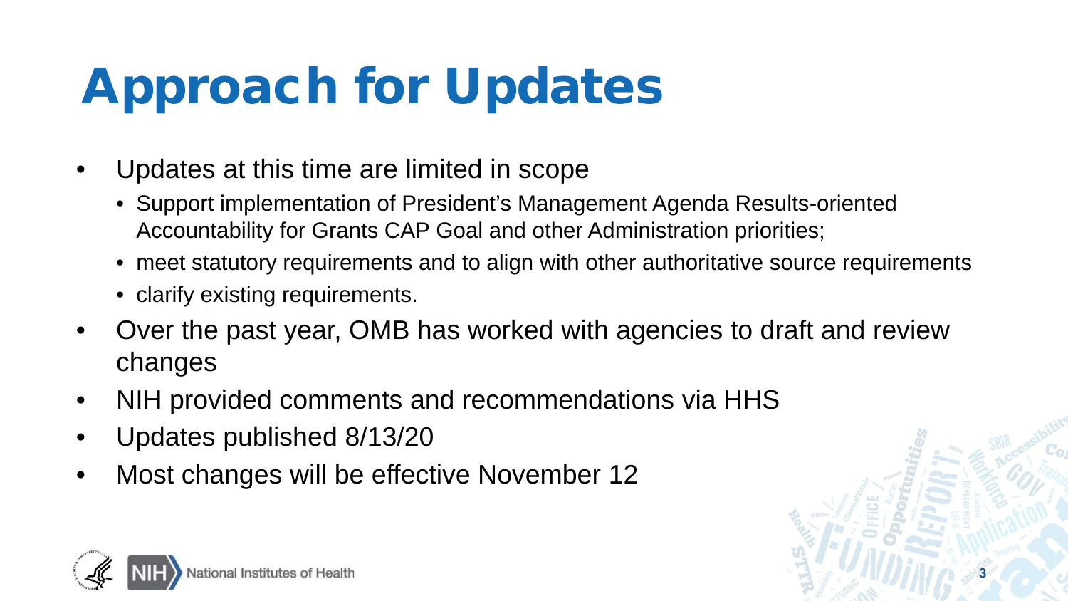# Approach for Updates

- Updates at this time are limited in scope
  - Support implementation of President's Management Agenda Results-oriented Accountability for Grants CAP Goal and other Administration priorities;
  - meet statutory requirements and to align with other authoritative source requirements
  - clarify existing requirements.
- Over the past year, OMB has worked with agencies to draft and review changes
- NIH provided comments and recommendations via HHS
- Updates published 8/13/20
- Most changes will be effective November 12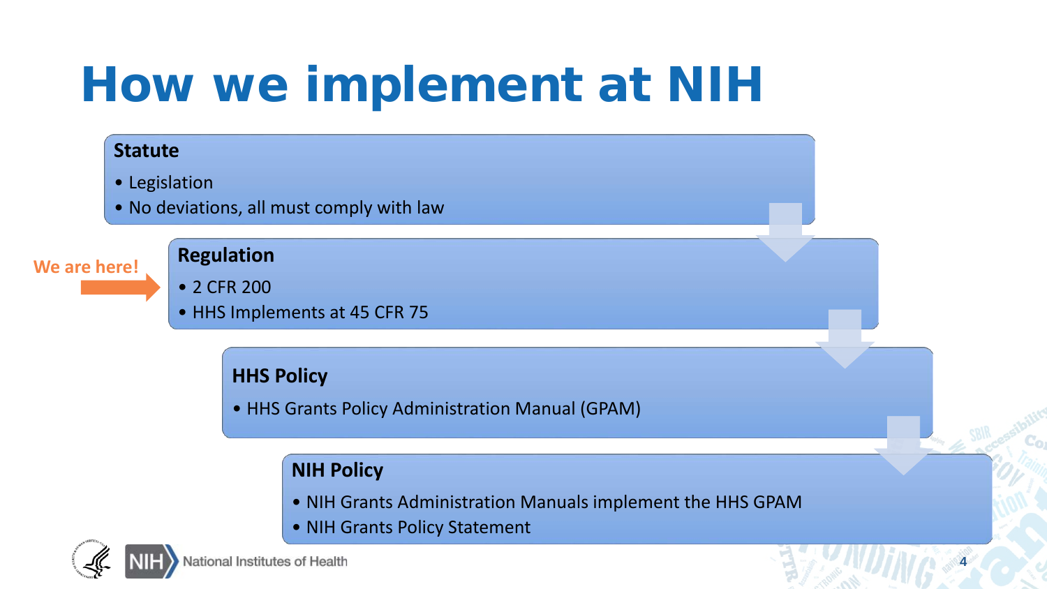# How we implement at NIH

**Statute**

- Legislation
- No deviations, all must comply with law

We are here!

**Regulation**

- 2 CFR 200
- HHS Implements at 45 CFR 75

**HHS Policy**

- HHS Grants Policy Administration Manual (GPAM)

**NIH Policy**

- NIH Grants Administration Manuals implement the HHS GPAM
- NIH Grants Policy Statement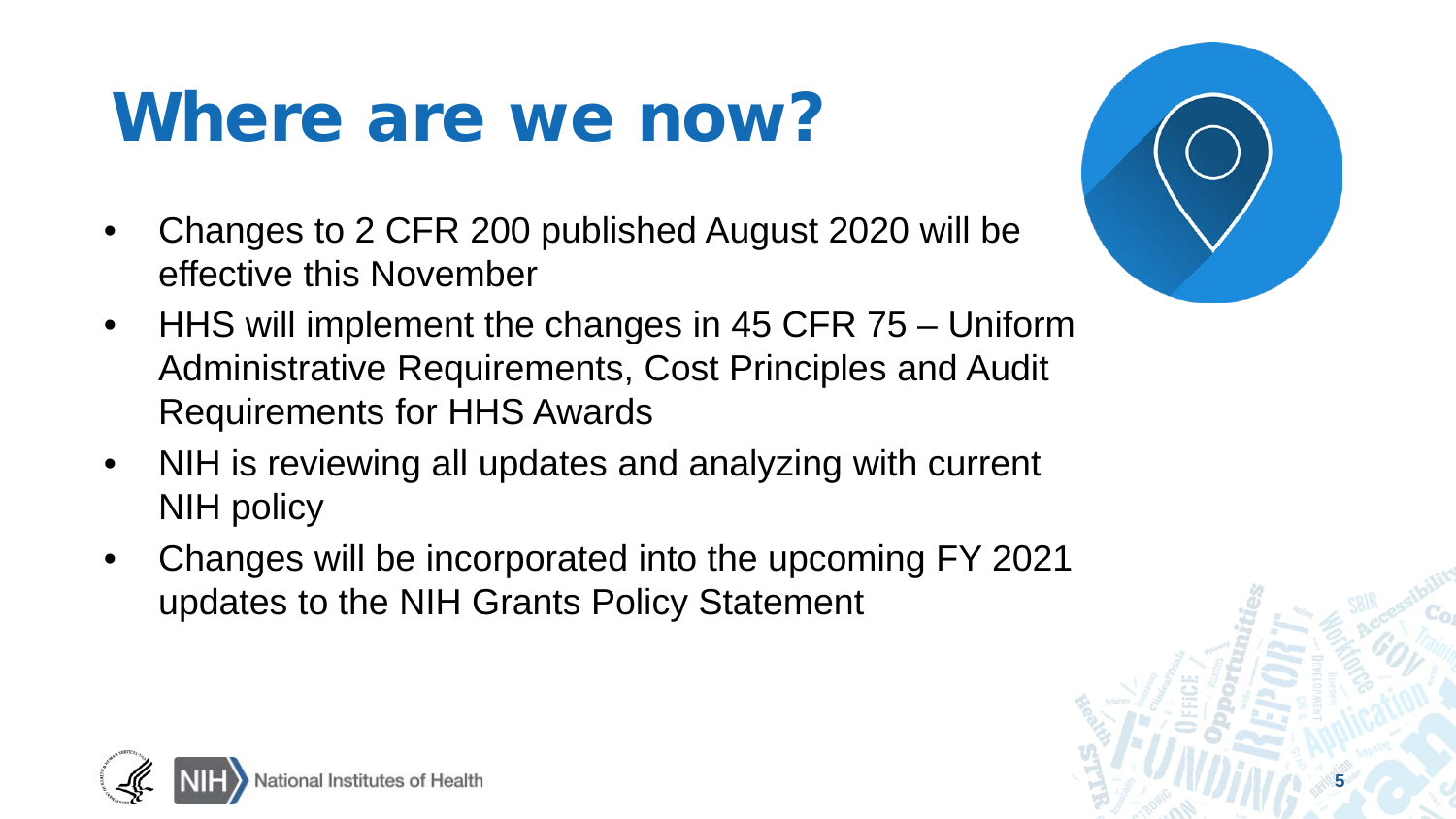# Where are we now?

- Changes to 2 CFR 200 published August 2020 will be effective this November
- HHS will implement the changes in 45 CFR 75 – Uniform Administrative Requirements, Cost Principles and Audit Requirements for HHS Awards
- NIH is reviewing all updates and analyzing with current NIH policy
- Changes will be incorporated into the upcoming FY 2021 updates to the NIH Grants Policy Statement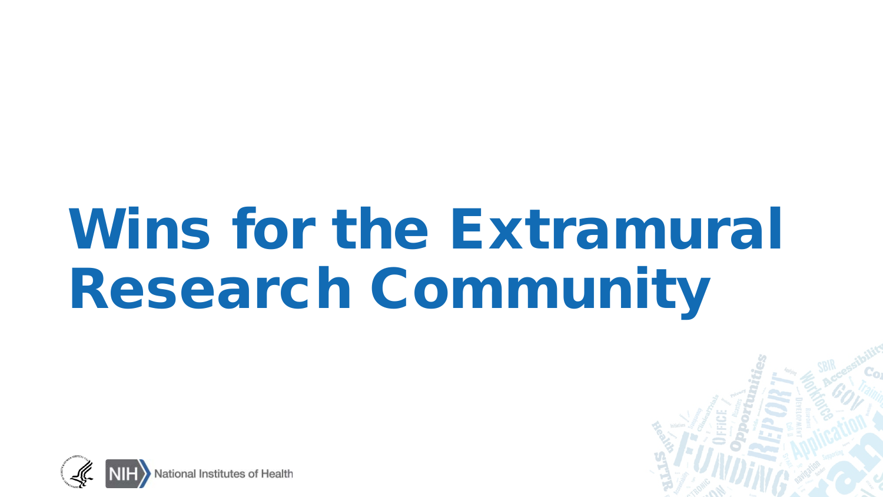# Wins for the Extramural Research Community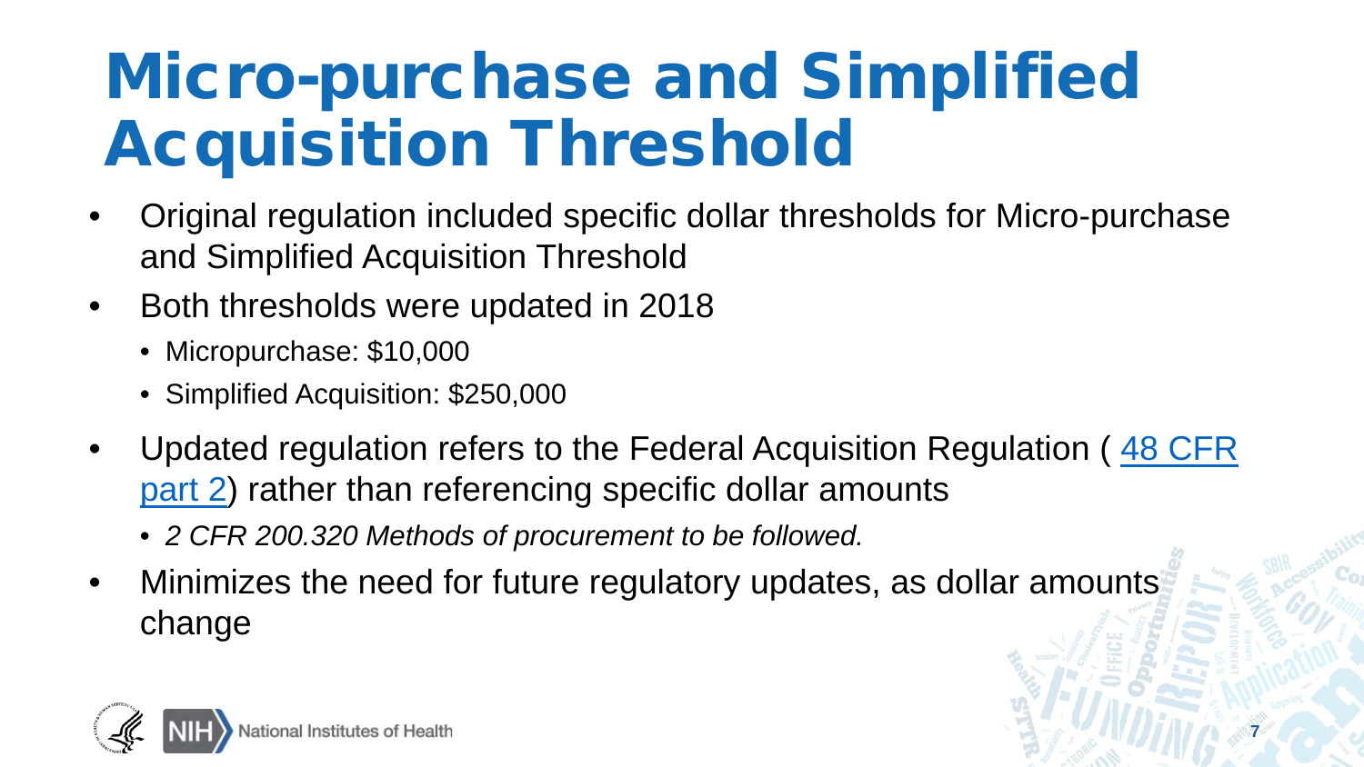# Micro-purchase and Simplified Acquisition Threshold

- Original regulation included specific dollar thresholds for Micro-purchase and Simplified Acquisition Threshold
- Both thresholds were updated in 2018
  - Micropurchase: $10,000
  - Simplified Acquisition: $250,000
- Updated regulation refers to the Federal Acquisition Regulation ( 48 CFR part 2) rather than referencing specific dollar amounts
  - *2 CFR 200.320 Methods of procurement to be followed.*
- Minimizes the need for future regulatory updates, as dollar amounts change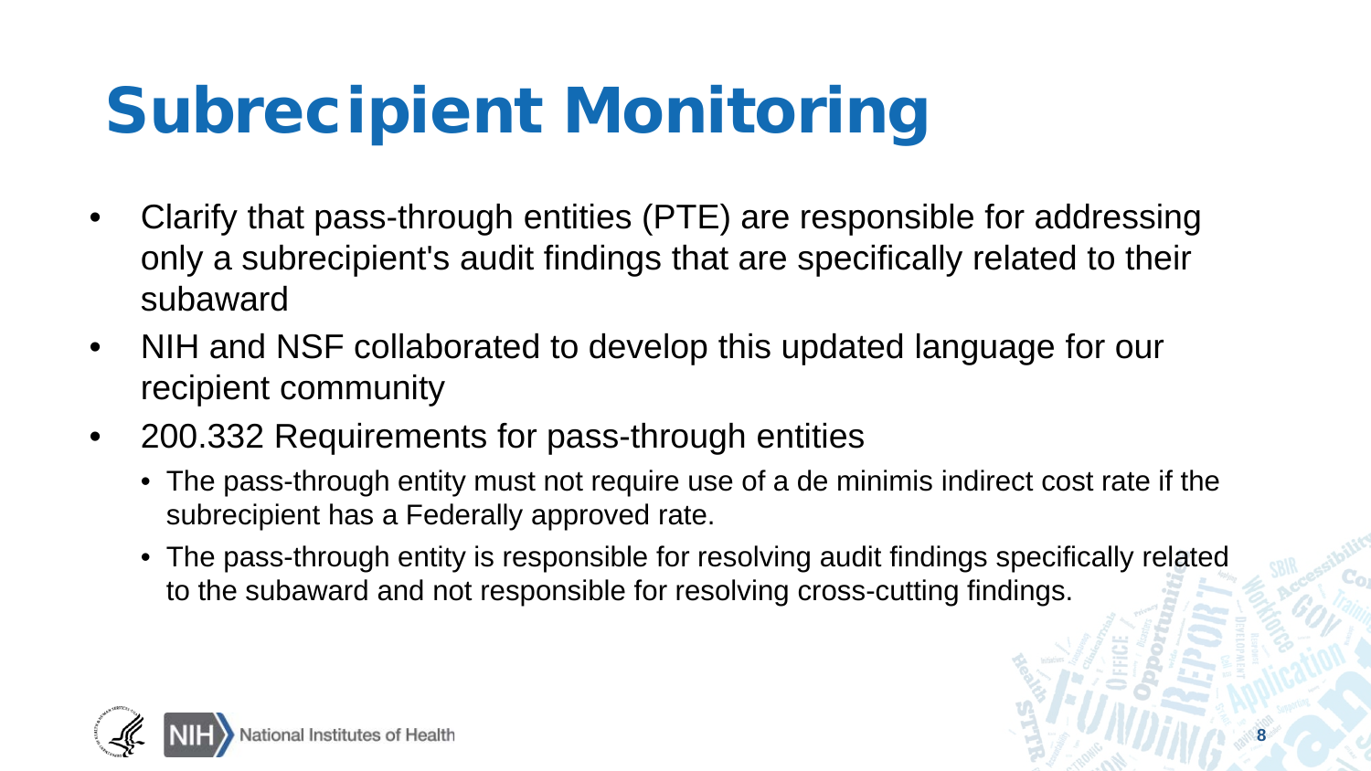# Subrecipient Monitoring

- Clarify that pass-through entities (PTE) are responsible for addressing only a subrecipient's audit findings that are specifically related to their subaward
- NIH and NSF collaborated to develop this updated language for our recipient community
- 200.332 Requirements for pass-through entities
  - The pass-through entity must not require use of a de minimis indirect cost rate if the subrecipient has a Federally approved rate.
  - The pass-through entity is responsible for resolving audit findings specifically related to the subaward and not responsible for resolving cross-cutting findings.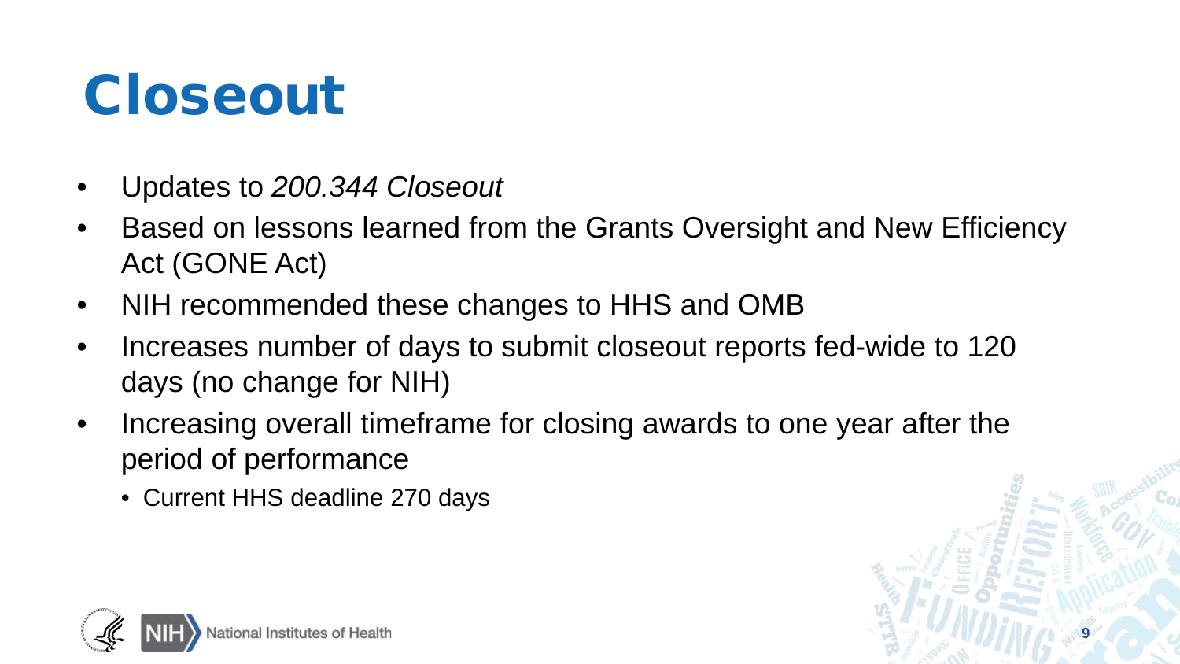# Closeout

- Updates to *200.344 Closeout*
- Based on lessons learned from the Grants Oversight and New Efficiency Act (GONE Act)
- NIH recommended these changes to HHS and OMB
- Increases number of days to submit closeout reports fed-wide to 120 days (no change for NIH)
- Increasing overall timeframe for closing awards to one year after the period of performance
  - Current HHS deadline 270 days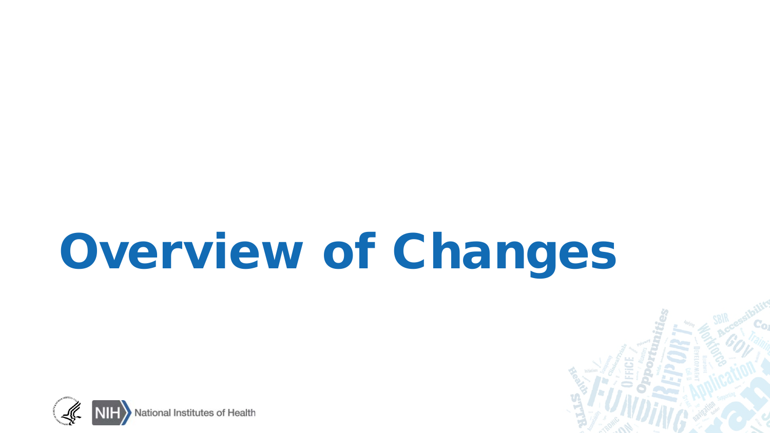# Overview of Changes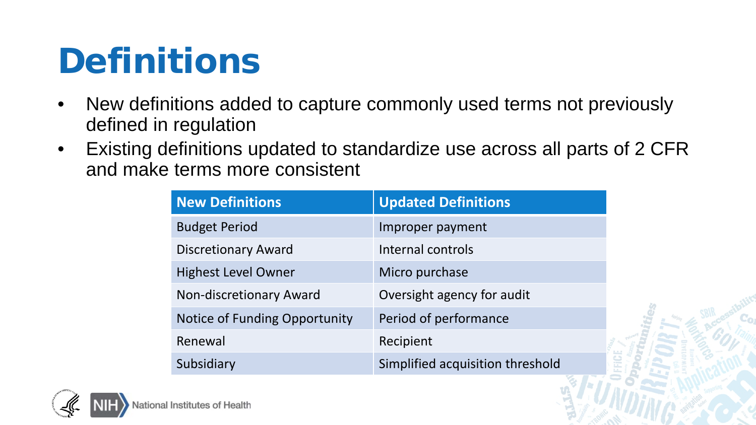# Definitions

- New definitions added to capture commonly used terms not previously defined in regulation
- Existing definitions updated to standardize use across all parts of 2 CFR and make terms more consistent

| New Definitions | Updated Definitions |
| --- | --- |
| Budget Period | Improper payment |
| Discretionary Award | Internal controls |
| Highest Level Owner | Micro purchase |
| Non-discretionary Award | Oversight agency for audit |
| Notice of Funding Opportunity | Period of performance |
| Renewal | Recipient |
| Subsidiary | Simplified acquisition threshold |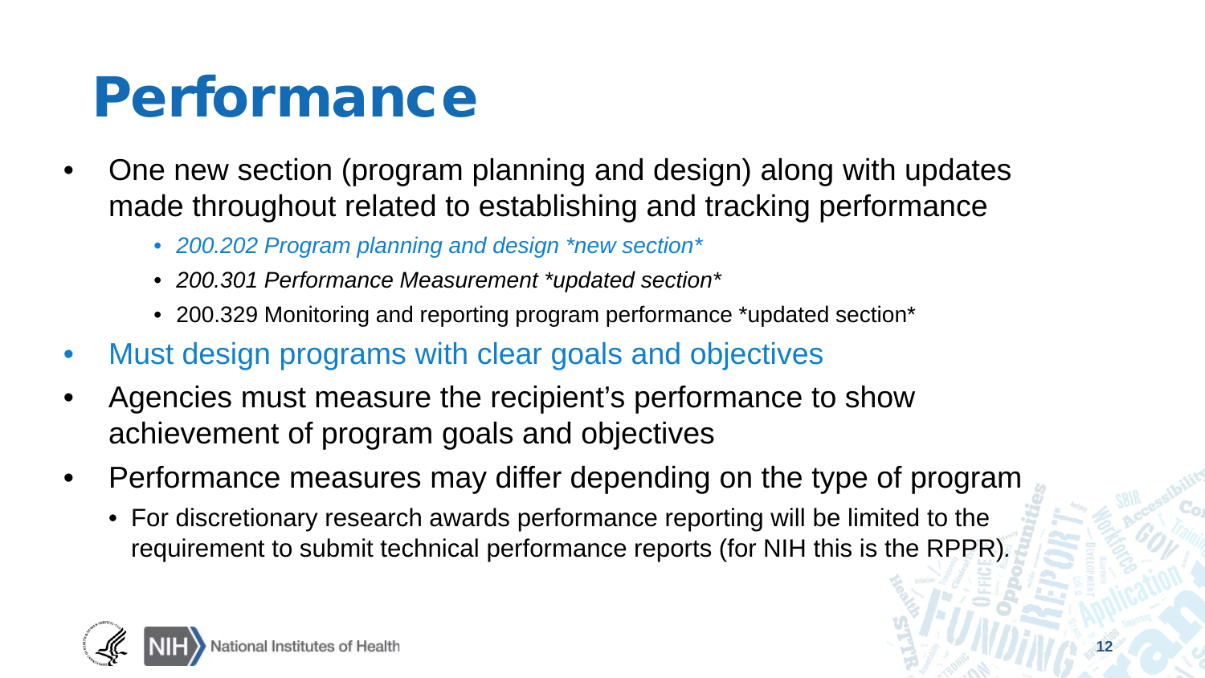# Performance

- One new section (program planning and design) along with updates made throughout related to establishing and tracking performance
  - *200.202 Program planning and design *new section**
  - *200.301 Performance Measurement *updated section**
  - 200.329 Monitoring and reporting program performance *updated section*
- Must design programs with clear goals and objectives
- Agencies must measure the recipient's performance to show achievement of program goals and objectives
- Performance measures may differ depending on the type of program
  - For discretionary research awards performance reporting will be limited to the requirement to submit technical performance reports (for NIH this is the RPPR).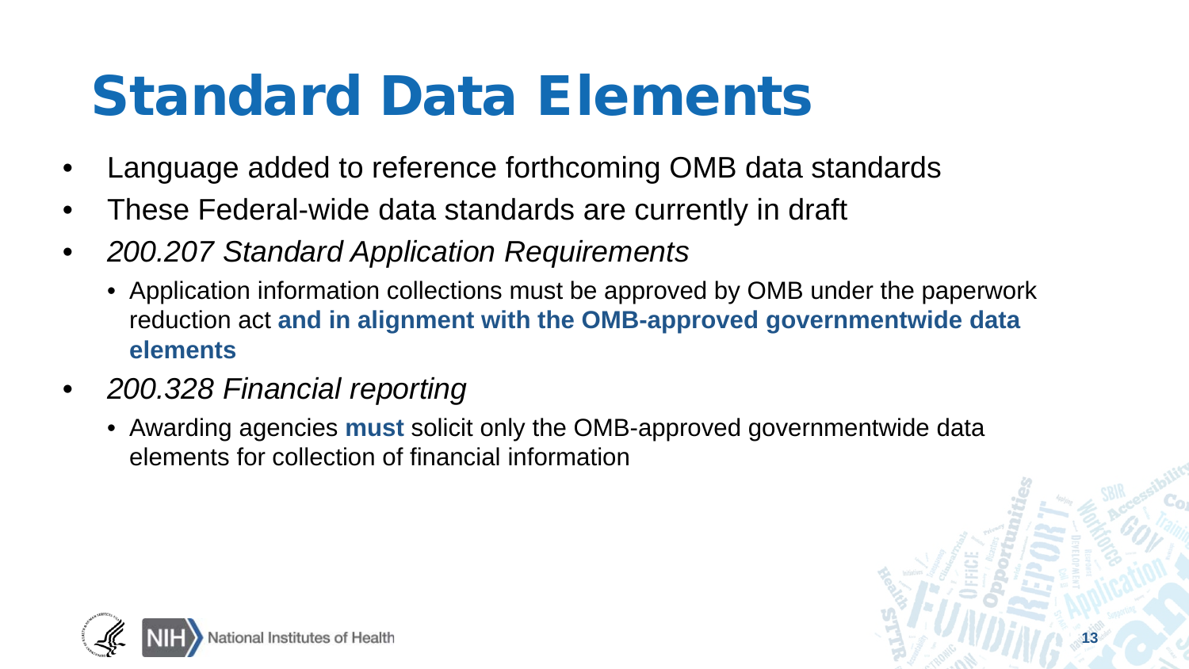# Standard Data Elements

- Language added to reference forthcoming OMB data standards
- These Federal-wide data standards are currently in draft
- *200.207 Standard Application Requirements*
  - Application information collections must be approved by OMB under the paperwork reduction act **and in alignment with the OMB-approved governmentwide data elements**
- *200.328 Financial reporting*
  - Awarding agencies **must** solicit only the OMB-approved governmentwide data elements for collection of financial information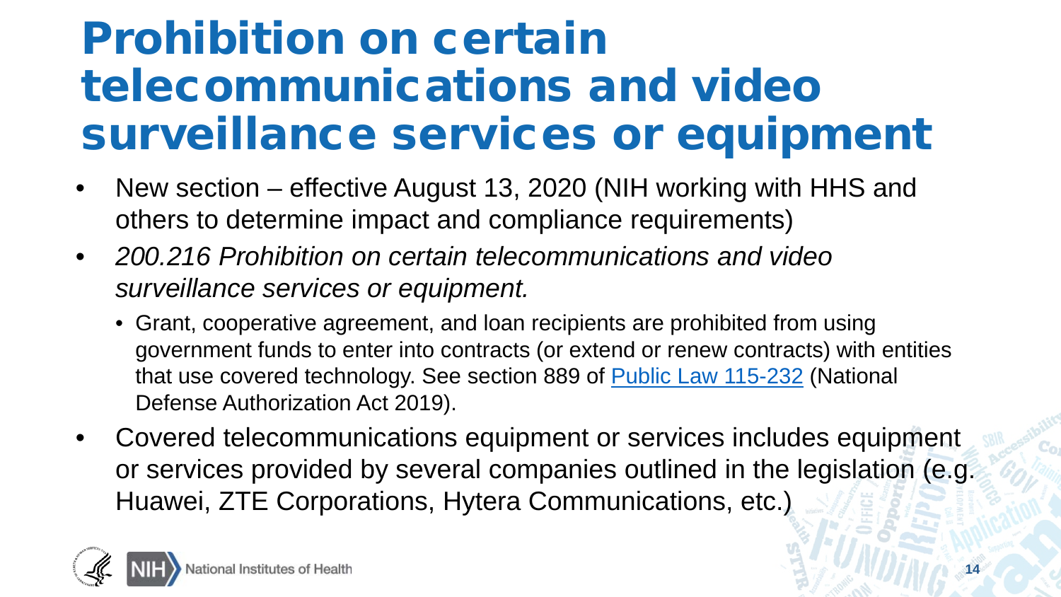# Prohibition on certain telecommunications and video surveillance services or equipment

- New section – effective August 13, 2020 (NIH working with HHS and others to determine impact and compliance requirements)
- *200.216 Prohibition on certain telecommunications and video surveillance services or equipment.*
  - Grant, cooperative agreement, and loan recipients are prohibited from using government funds to enter into contracts (or extend or renew contracts) with entities that use covered technology. See section 889 of Public Law 115-232 (National Defense Authorization Act 2019).
- Covered telecommunications equipment or services includes equipment or services provided by several companies outlined in the legislation (e.g. Huawei, ZTE Corporations, Hytera Communications, etc.)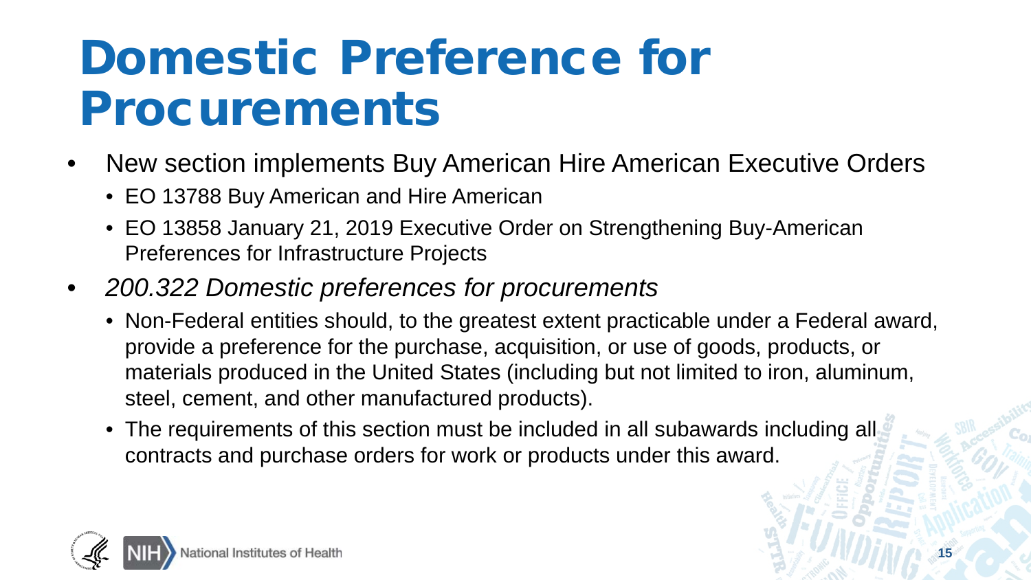# Domestic Preference for Procurements

- New section implements Buy American Hire American Executive Orders
  - EO 13788 Buy American and Hire American
  - EO 13858 January 21, 2019 Executive Order on Strengthening Buy-American Preferences for Infrastructure Projects
- *200.322 Domestic preferences for procurements*
  - Non-Federal entities should, to the greatest extent practicable under a Federal award, provide a preference for the purchase, acquisition, or use of goods, products, or materials produced in the United States (including but not limited to iron, aluminum, steel, cement, and other manufactured products).
  - The requirements of this section must be included in all subawards including all contracts and purchase orders for work or products under this award.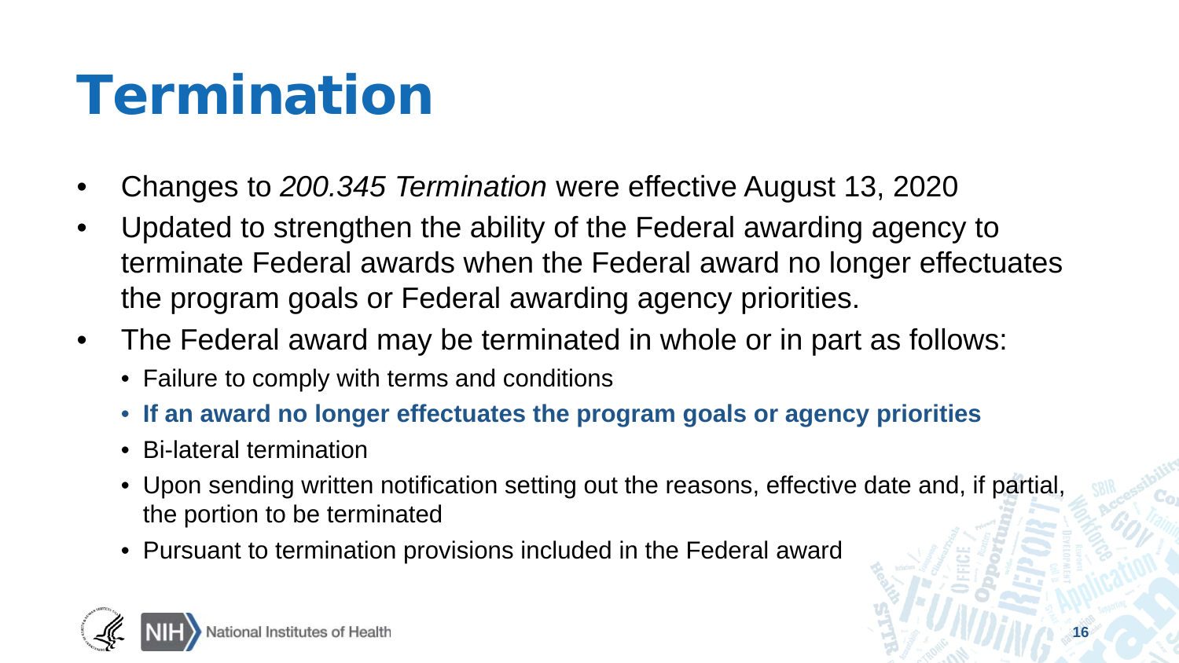# Termination

- Changes to *200.345 Termination* were effective August 13, 2020
- Updated to strengthen the ability of the Federal awarding agency to terminate Federal awards when the Federal award no longer effectuates the program goals or Federal awarding agency priorities.
- The Federal award may be terminated in whole or in part as follows:
  - Failure to comply with terms and conditions
  - **If an award no longer effectuates the program goals or agency priorities**
  - Bi-lateral termination
  - Upon sending written notification setting out the reasons, effective date and, if partial, the portion to be terminated
  - Pursuant to termination provisions included in the Federal award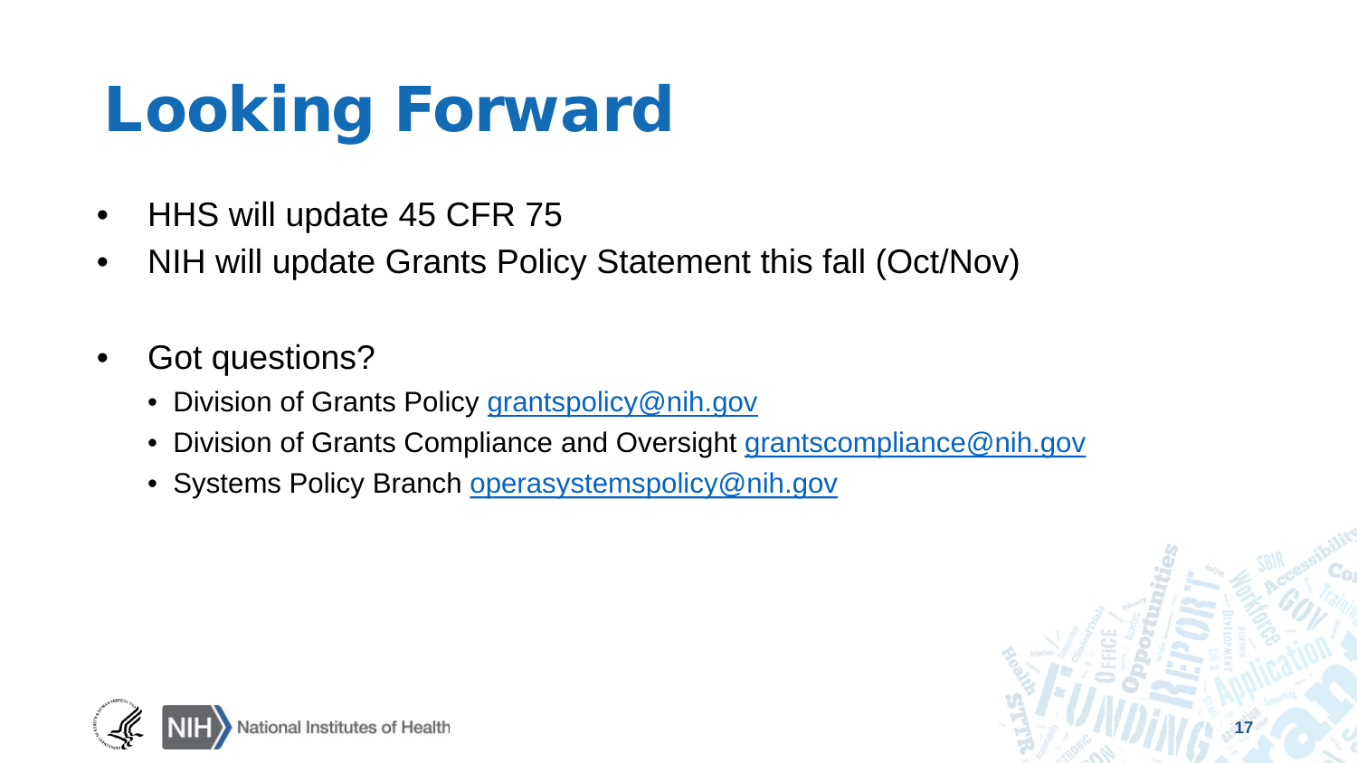# Looking Forward

- HHS will update 45 CFR 75
- NIH will update Grants Policy Statement this fall (Oct/Nov)

- Got questions?
  - Division of Grants Policy grantspolicy@nih.gov
  - Division of Grants Compliance and Oversight grantscompliance@nih.gov
  - Systems Policy Branch operasystemspolicy@nih.gov